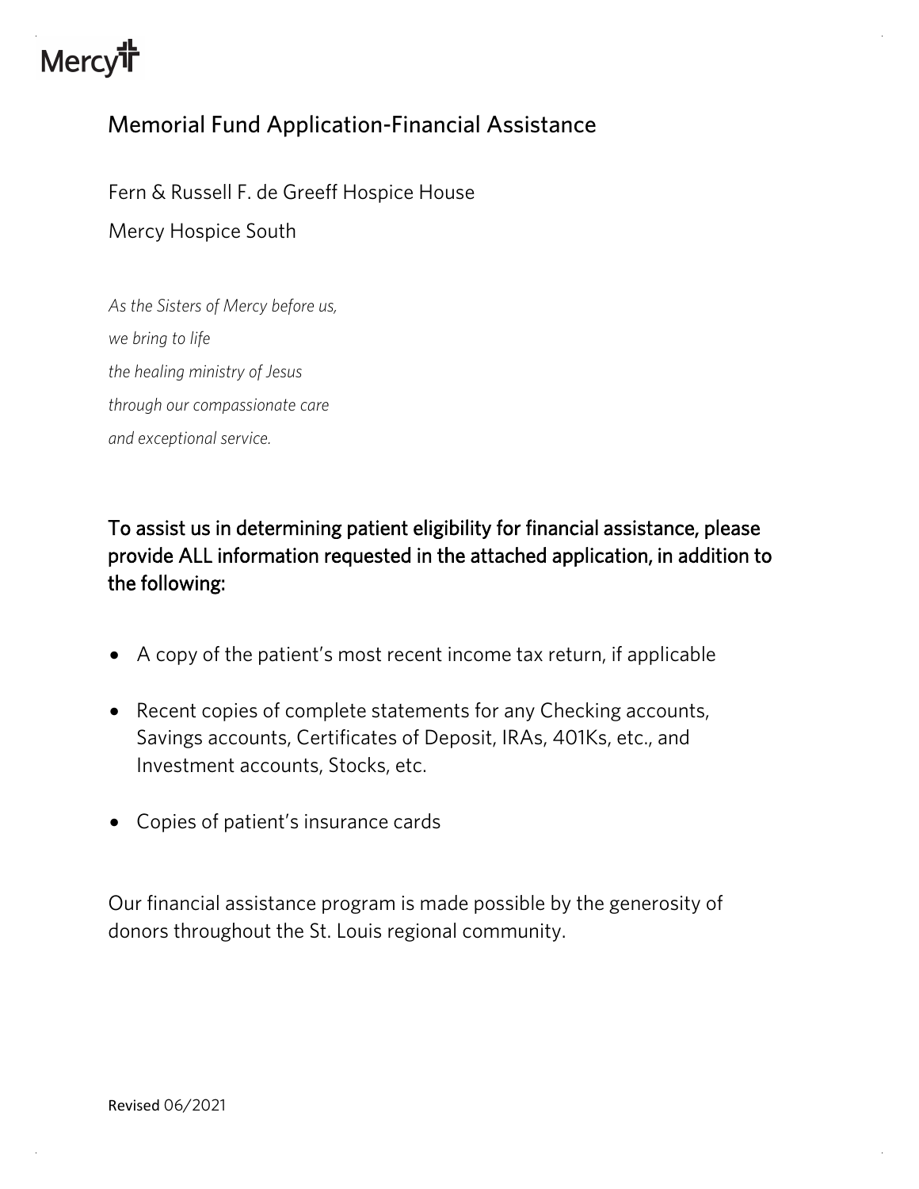Mercy

# Memorial Fund Application-Financial Assistance

Fern & Russell F. de Greeff Hospice House

Mercy Hospice South

*As the Sisters of Mercy before us,*
*we bring to life*
*the healing ministry of Jesus*
*through our compassionate care*
*and exceptional service.*

**To assist us in determining patient eligibility for financial assistance, please provide ALL information requested in the attached application, in addition to the following:**

- A copy of the patient's most recent income tax return, if applicable
- Recent copies of complete statements for any Checking accounts, Savings accounts, Certificates of Deposit, IRAs, 401Ks, etc., and Investment accounts, Stocks, etc.
- Copies of patient's insurance cards

Our financial assistance program is made possible by the generosity of donors throughout the St. Louis regional community.

Revised 06/2021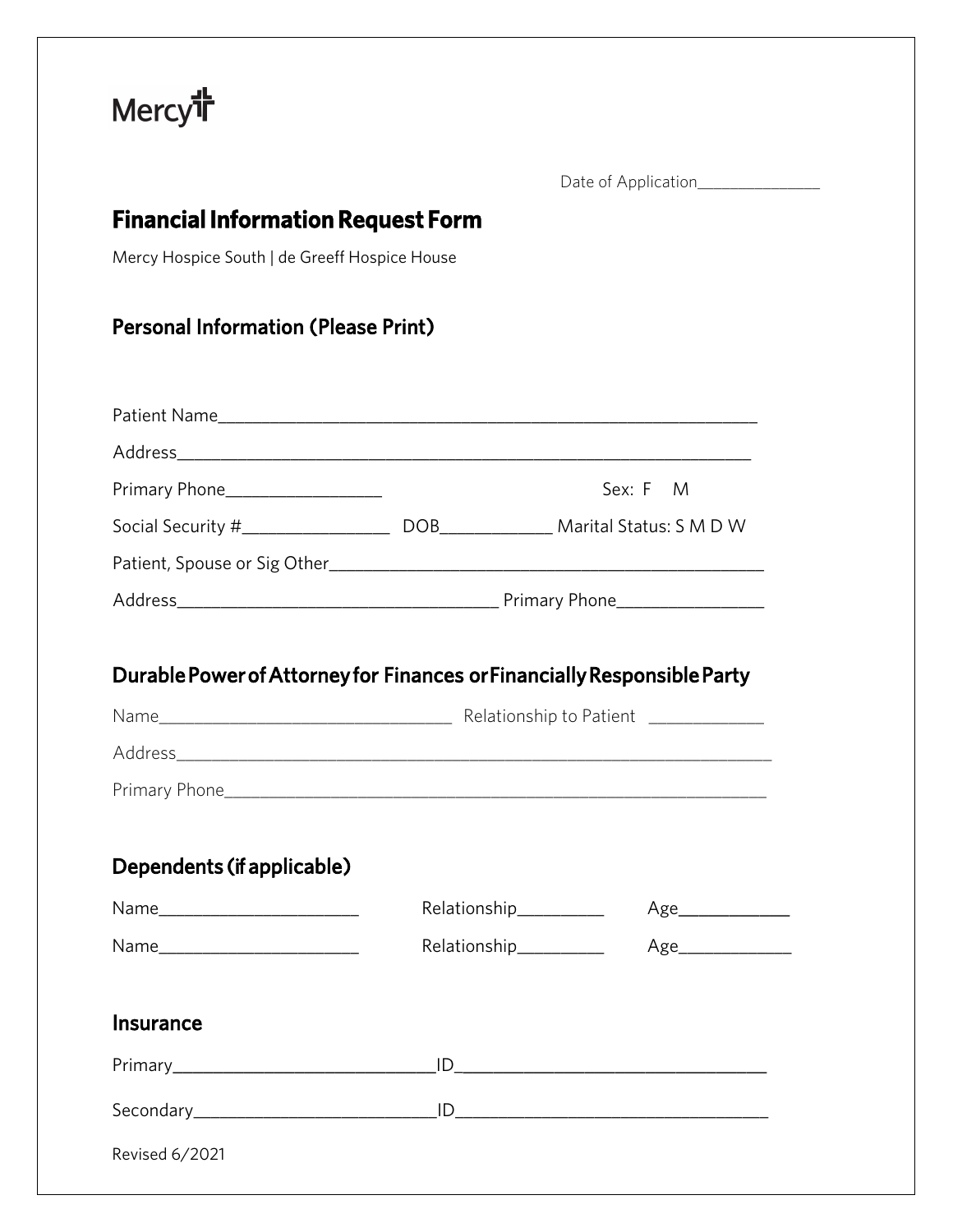Mercy

Date of Application______________

# Financial Information Request Form

Mercy Hospice South | de Greeff Hospice House

## Personal Information (Please Print)

Patient Name___________________________________________________________

Address_______________________________________________________________

Primary Phone_________________ Sex: F M

Social Security #________________ DOB____________ Marital Status: S M D W

Patient, Spouse or Sig Other_____________________________________________

Address___________________________________ Primary Phone________________

## Durable Power of Attorney for Finances or Financially Responsible Party

Name________________________________ Relationship to Patient _____________

Address_______________________________________________________________

Primary Phone_________________________________________________________

## Dependents (if applicable)

Name_____________________ Relationship_________ Age____________

Name_____________________ Relationship_________ Age____________

## Insurance

Primary____________________________ID_________________________________

Secondary__________________________ID_________________________________

Revised 6/2021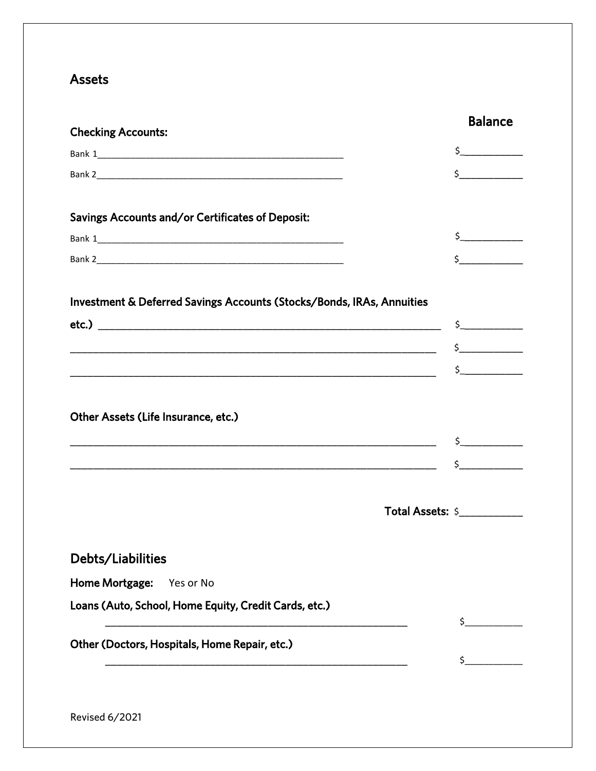## Assets

**Checking Accounts:** **Balance**

Bank 1_______________________________________________ $___________

Bank 2_______________________________________________ $___________

**Savings Accounts and/or Certificates of Deposit:**

Bank 1_______________________________________________ $___________

Bank 2_______________________________________________ $___________

**Investment & Deferred Savings Accounts (Stocks/Bonds, IRAs, Annuities etc.)** ___________________________________________________________ $___________

_______________________________________________________________ $___________

_______________________________________________________________ $___________

**Other Assets (Life Insurance, etc.)**

_______________________________________________________________ $___________

_______________________________________________________________ $___________

**Total Assets:** $___________

## Debts/Liabilities

**Home Mortgage:** Yes or No

**Loans (Auto, School, Home Equity, Credit Cards, etc.)**

______________________________________________________ $___________

**Other (Doctors, Hospitals, Home Repair, etc.)**

______________________________________________________ $___________

Revised 6/2021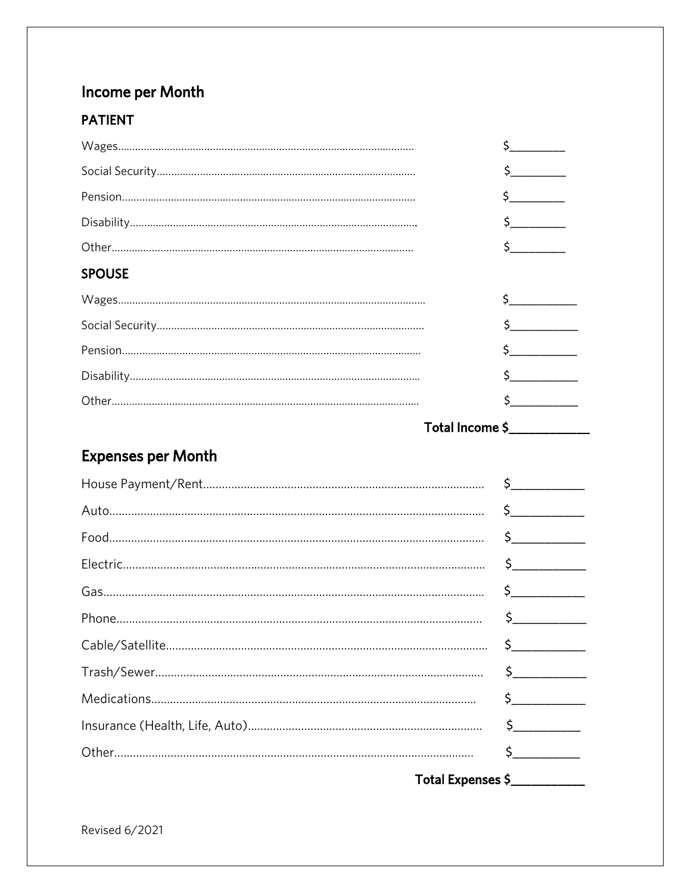## Income per Month

### PATIENT

Wages........................................................................................................ $__________

Social Security........................................................................................... $__________

Pension...................................................................................................... $__________

Disability.................................................................................................... $__________

Other.......................................................................................................... $__________

### SPOUSE

Wages........................................................................................................ $___________

Social Security........................................................................................... $___________

Pension...................................................................................................... $___________

Disability.................................................................................................... $___________

Other.......................................................................................................... $___________

**Total Income $____________**

## Expenses per Month

House Payment/Rent.................................................................................. $___________

Auto............................................................................................................ $___________

Food............................................................................................................ $___________

Electric........................................................................................................ $___________

Gas.............................................................................................................. $___________

Phone.......................................................................................................... $___________

Cable/Satellite............................................................................................. $___________

Trash/Sewer................................................................................................ $___________

Medications................................................................................................. $___________

Insurance (Health, Life, Auto)..................................................................... $__________

Other........................................................................................................... $__________

**Total Expenses $___________**

Revised 6/2021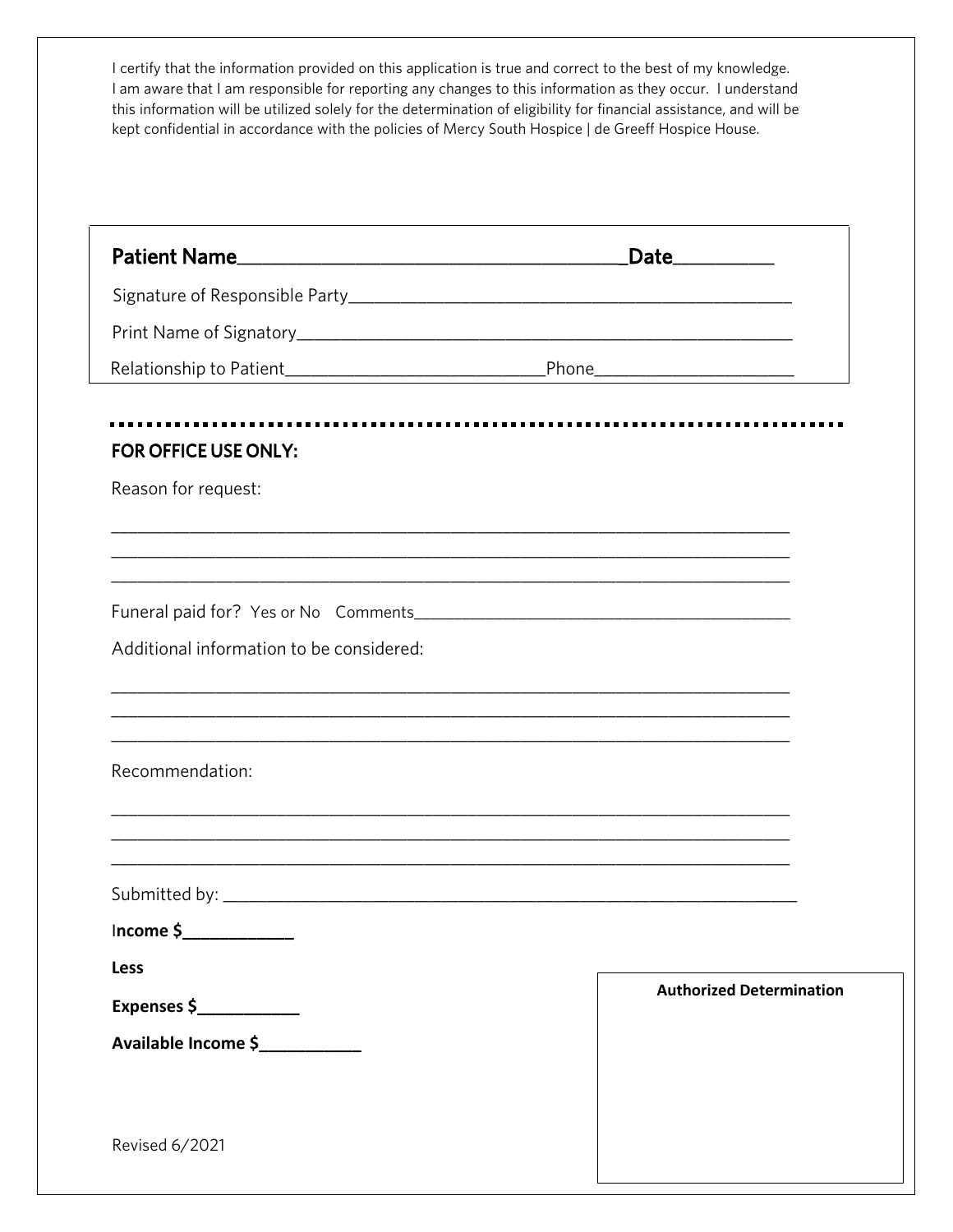I certify that the information provided on this application is true and correct to the best of my knowledge. I am aware that I am responsible for reporting any changes to this information as they occur. I understand this information will be utilized solely for the determination of eligibility for financial assistance, and will be kept confidential in accordance with the policies of Mercy South Hospice | de Greeff Hospice House.

**Patient Name**_______________________________________**Date**__________

Signature of Responsible Party_______________________________________________

Print Name of Signatory_____________________________________________________

Relationship to Patient____________________________Phone_____________________

---

**FOR OFFICE USE ONLY:**

Reason for request:

__________________________________________________________________________
__________________________________________________________________________
__________________________________________________________________________

Funeral paid for? Yes or No Comments___________________________________________

Additional information to be considered:

__________________________________________________________________________
__________________________________________________________________________
__________________________________________________________________________

Recommendation:

__________________________________________________________________________
__________________________________________________________________________
__________________________________________________________________________

Submitted by: ______________________________________________________________

**Income $____________**

**Less**

**Expenses $___________**

**Available Income $___________**

**Authorized Determination**

Revised 6/2021